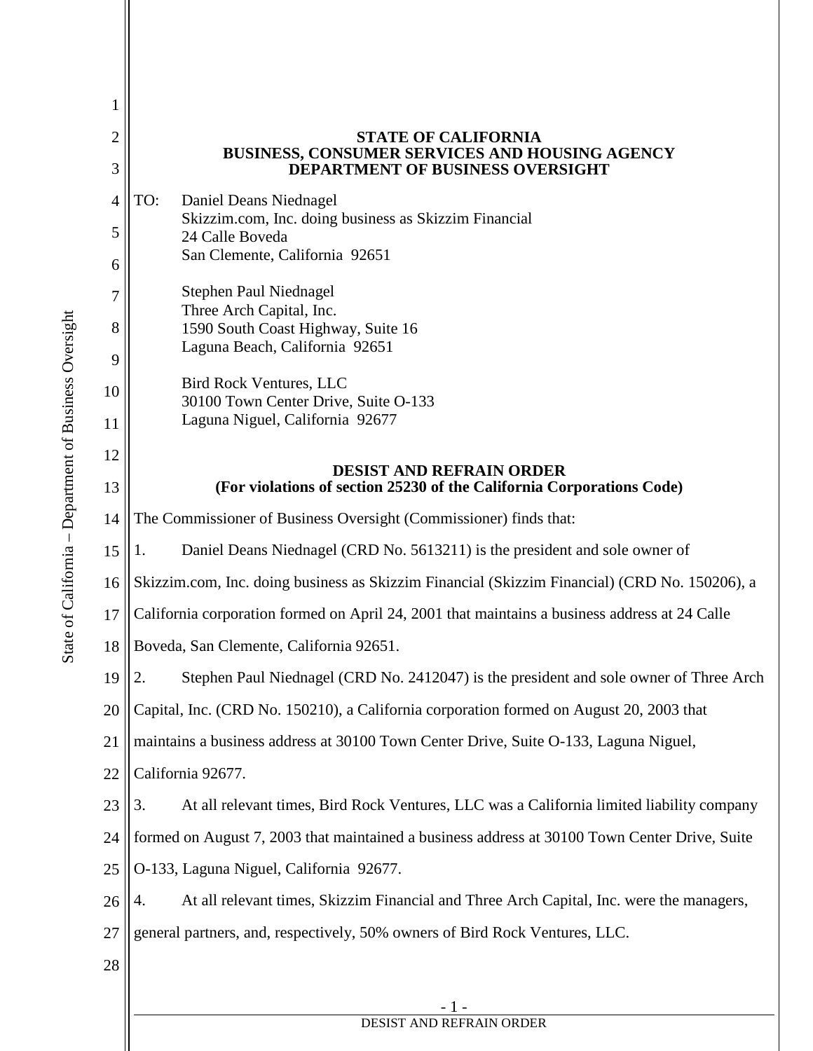**STATE OF CALIFORNIA**
**BUSINESS, CONSUMER SERVICES AND HOUSING AGENCY**
**DEPARTMENT OF BUSINESS OVERSIGHT**

TO: Daniel Deans Niednagel
Skizzim.com, Inc. doing business as Skizzim Financial
24 Calle Boveda
San Clemente, California 92651

Stephen Paul Niednagel
Three Arch Capital, Inc.
1590 South Coast Highway, Suite 16
Laguna Beach, California 92651

Bird Rock Ventures, LLC
30100 Town Center Drive, Suite O-133
Laguna Niguel, California 92677

**DESIST AND REFRAIN ORDER**
**(For violations of section 25230 of the California Corporations Code)**

The Commissioner of Business Oversight (Commissioner) finds that:

1. Daniel Deans Niednagel (CRD No. 5613211) is the president and sole owner of Skizzim.com, Inc. doing business as Skizzim Financial (Skizzim Financial) (CRD No. 150206), a California corporation formed on April 24, 2001 that maintains a business address at 24 Calle Boveda, San Clemente, California 92651.

2. Stephen Paul Niednagel (CRD No. 2412047) is the president and sole owner of Three Arch Capital, Inc. (CRD No. 150210), a California corporation formed on August 20, 2003 that maintains a business address at 30100 Town Center Drive, Suite O-133, Laguna Niguel, California 92677.

3. At all relevant times, Bird Rock Ventures, LLC was a California limited liability company formed on August 7, 2003 that maintained a business address at 30100 Town Center Drive, Suite O-133, Laguna Niguel, California 92677.

4. At all relevant times, Skizzim Financial and Three Arch Capital, Inc. were the managers, general partners, and, respectively, 50% owners of Bird Rock Ventures, LLC.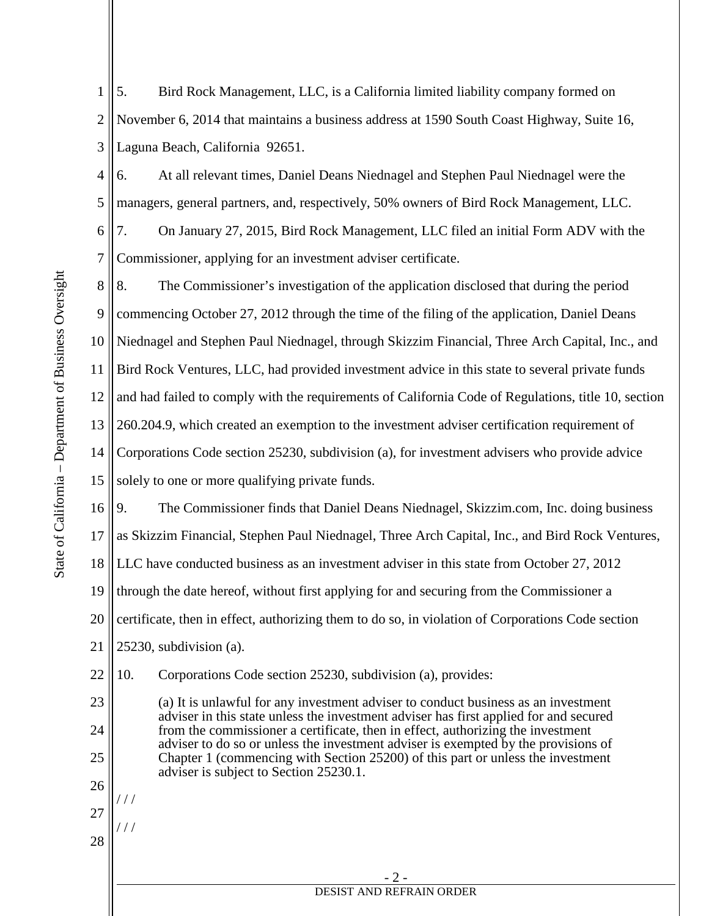5. Bird Rock Management, LLC, is a California limited liability company formed on November 6, 2014 that maintains a business address at 1590 South Coast Highway, Suite 16, Laguna Beach, California 92651.

6. At all relevant times, Daniel Deans Niednagel and Stephen Paul Niednagel were the managers, general partners, and, respectively, 50% owners of Bird Rock Management, LLC.

7. On January 27, 2015, Bird Rock Management, LLC filed an initial Form ADV with the Commissioner, applying for an investment adviser certificate.

8. The Commissioner's investigation of the application disclosed that during the period commencing October 27, 2012 through the time of the filing of the application, Daniel Deans Niednagel and Stephen Paul Niednagel, through Skizzim Financial, Three Arch Capital, Inc., and Bird Rock Ventures, LLC, had provided investment advice in this state to several private funds and had failed to comply with the requirements of California Code of Regulations, title 10, section 260.204.9, which created an exemption to the investment adviser certification requirement of Corporations Code section 25230, subdivision (a), for investment advisers who provide advice solely to one or more qualifying private funds.

9. The Commissioner finds that Daniel Deans Niednagel, Skizzim.com, Inc. doing business as Skizzim Financial, Stephen Paul Niednagel, Three Arch Capital, Inc., and Bird Rock Ventures, LLC have conducted business as an investment adviser in this state from October 27, 2012 through the date hereof, without first applying for and securing from the Commissioner a certificate, then in effect, authorizing them to do so, in violation of Corporations Code section 25230, subdivision (a).

10. Corporations Code section 25230, subdivision (a), provides:

> (a) It is unlawful for any investment adviser to conduct business as an investment adviser in this state unless the investment adviser has first applied for and secured from the commissioner a certificate, then in effect, authorizing the investment adviser to do so or unless the investment adviser is exempted by the provisions of Chapter 1 (commencing with Section 25200) of this part or unless the investment adviser is subject to Section 25230.1.

/ / /

/ / /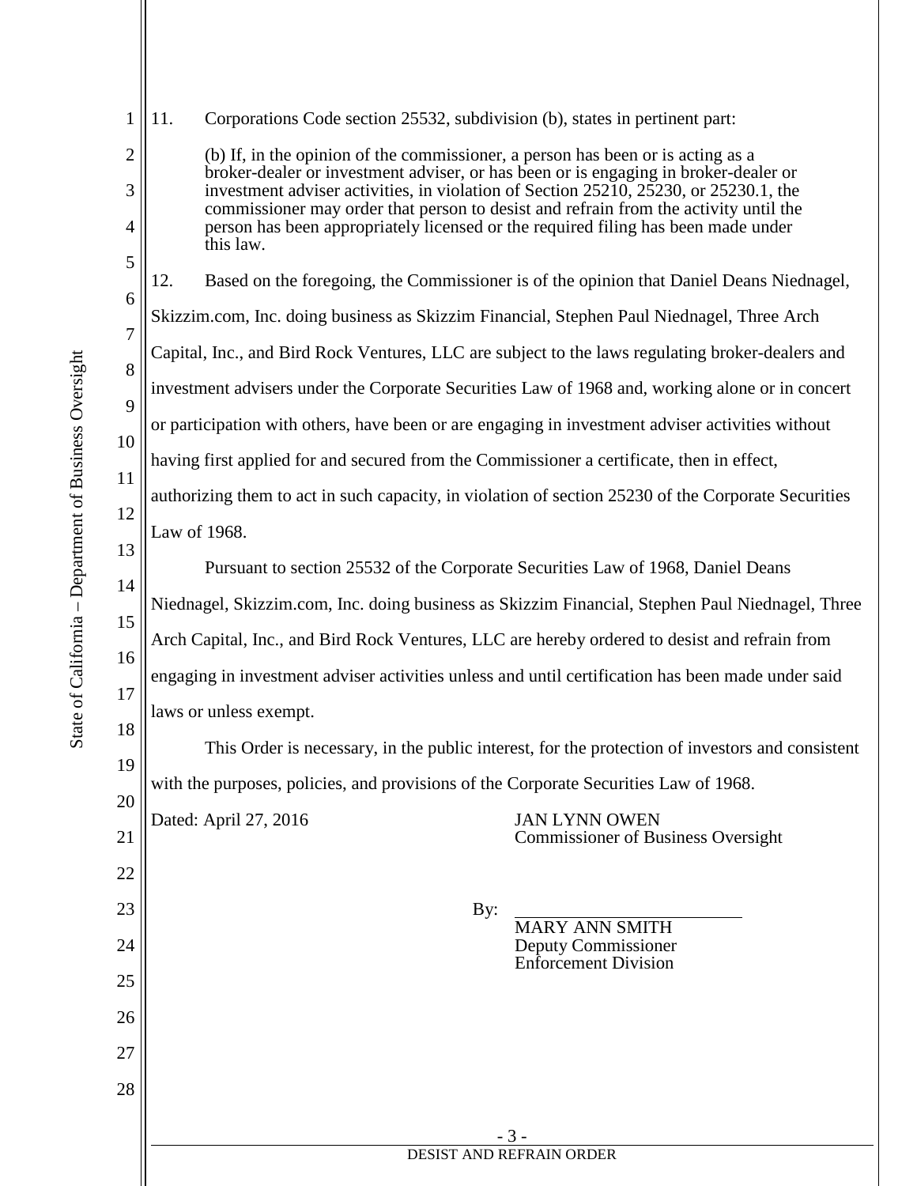11. Corporations Code section 25532, subdivision (b), states in pertinent part:

> (b) If, in the opinion of the commissioner, a person has been or is acting as a broker-dealer or investment adviser, or has been or is engaging in broker-dealer or investment adviser activities, in violation of Section 25210, 25230, or 25230.1, the commissioner may order that person to desist and refrain from the activity until the person has been appropriately licensed or the required filing has been made under this law.

12. Based on the foregoing, the Commissioner is of the opinion that Daniel Deans Niednagel, Skizzim.com, Inc. doing business as Skizzim Financial, Stephen Paul Niednagel, Three Arch Capital, Inc., and Bird Rock Ventures, LLC are subject to the laws regulating broker-dealers and investment advisers under the Corporate Securities Law of 1968 and, working alone or in concert or participation with others, have been or are engaging in investment adviser activities without having first applied for and secured from the Commissioner a certificate, then in effect, authorizing them to act in such capacity, in violation of section 25230 of the Corporate Securities Law of 1968.

Pursuant to section 25532 of the Corporate Securities Law of 1968, Daniel Deans Niednagel, Skizzim.com, Inc. doing business as Skizzim Financial, Stephen Paul Niednagel, Three Arch Capital, Inc., and Bird Rock Ventures, LLC are hereby ordered to desist and refrain from engaging in investment adviser activities unless and until certification has been made under said laws or unless exempt.

This Order is necessary, in the public interest, for the protection of investors and consistent with the purposes, policies, and provisions of the Corporate Securities Law of 1968.

Dated: April 27, 2016

JAN LYNN OWEN
Commissioner of Business Oversight

By: ______________________
MARY ANN SMITH
Deputy Commissioner
Enforcement Division